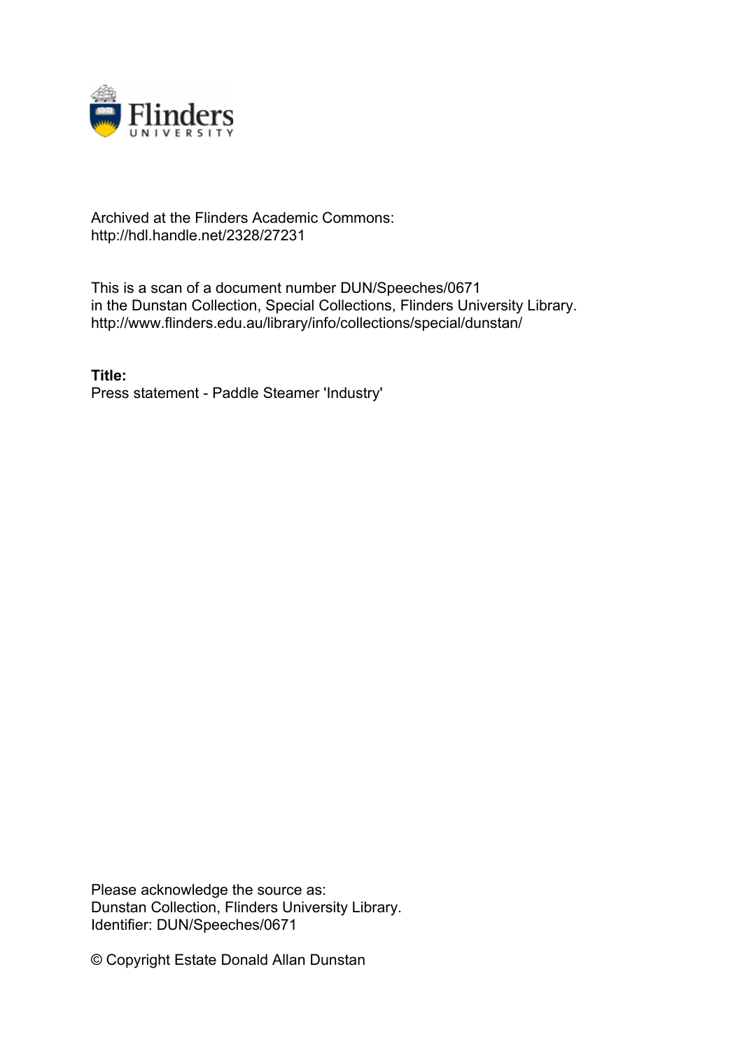Archived at the Flinders Academic Commons:
http://hdl.handle.net/2328/27231

This is a scan of a document number DUN/Speeches/0671
in the Dunstan Collection, Special Collections, Flinders University Library.
http://www.flinders.edu.au/library/info/collections/special/dunstan/

**Title:**
Press statement - Paddle Steamer 'Industry'

Please acknowledge the source as:
Dunstan Collection, Flinders University Library.
Identifier: DUN/Speeches/0671

© Copyright Estate Donald Allan Dunstan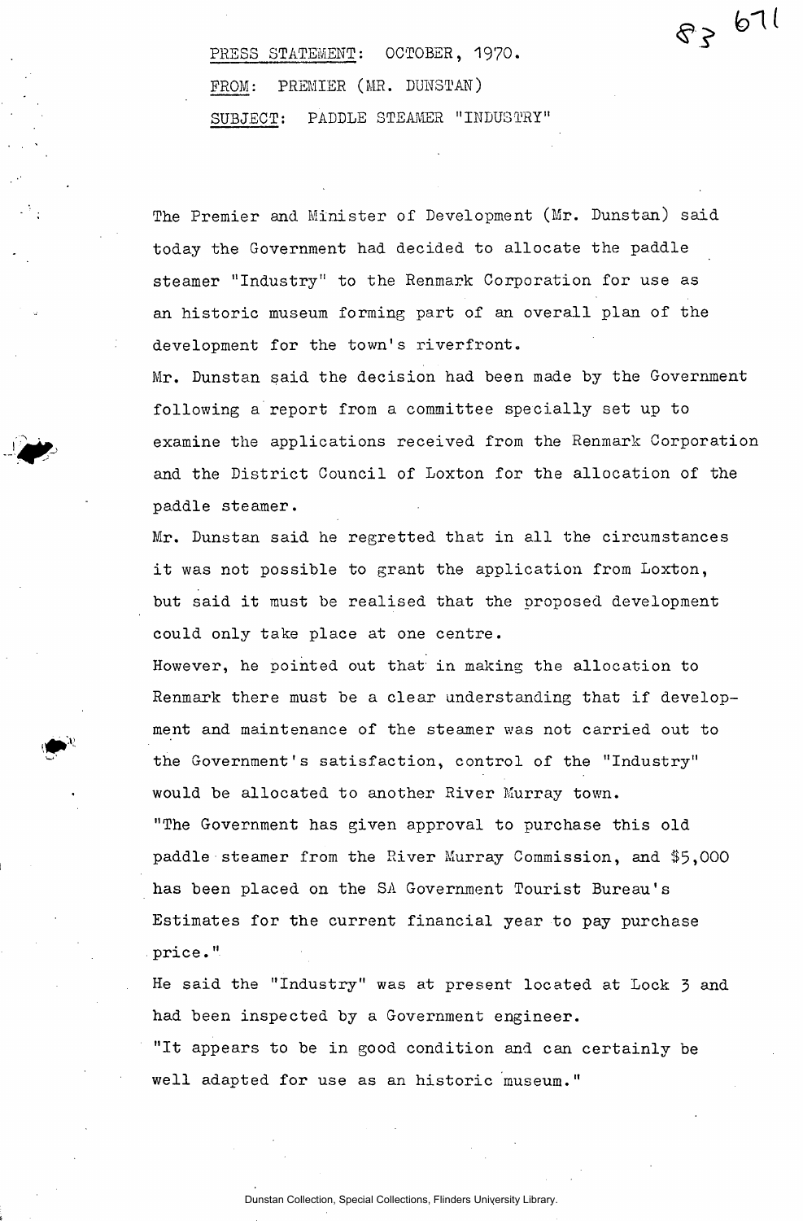PRESS STATEMENT: OCTOBER, 1970.

FROM: PREMIER (MR. DUNSTAN)

SUBJECT: PADDLE STEAMER "INDUSTRY"

The Premier and Minister of Development (Mr. Dunstan) said today the Government had decided to allocate the paddle steamer "Industry" to the Renmark Corporation for use as an historic museum forming part of an overall plan of the development for the town's riverfront.

Mr. Dunstan said the decision had been made by the Government following a report from a committee specially set up to examine the applications received from the Renmark Corporation and the District Council of Loxton for the allocation of the paddle steamer.

Mr. Dunstan said he regretted that in all the circumstances it was not possible to grant the application from Loxton, but said it must be realised that the proposed development could only take place at one centre.

However, he pointed out that in making the allocation to Renmark there must be a clear understanding that if development and maintenance of the steamer was not carried out to the Government's satisfaction, control of the "Industry" would be allocated to another River Murray town.

"The Government has given approval to purchase this old paddle steamer from the River Murray Commission, and $5,000 has been placed on the SA Government Tourist Bureau's Estimates for the current financial year to pay purchase price."

He said the "Industry" was at present located at Lock 3 and had been inspected by a Government engineer.

"It appears to be in good condition and can certainly be well adapted for use as an historic museum."